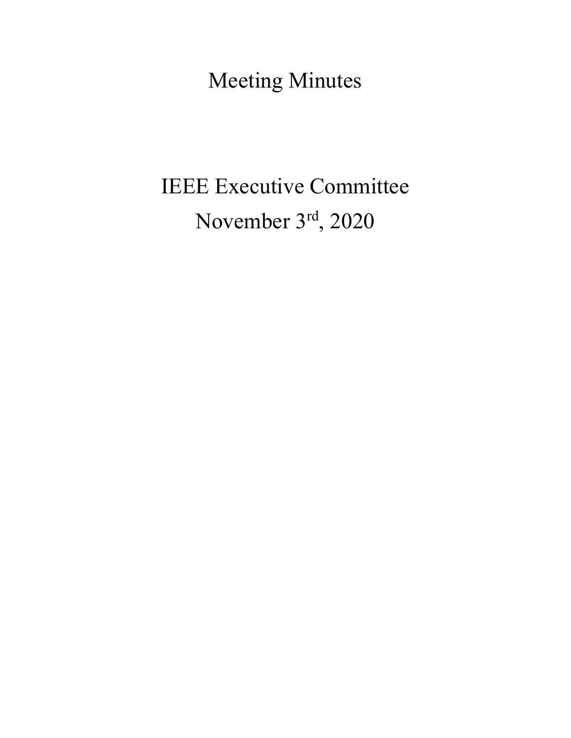# Meeting Minutes

## IEEE Executive Committee

## November 3rd, 2020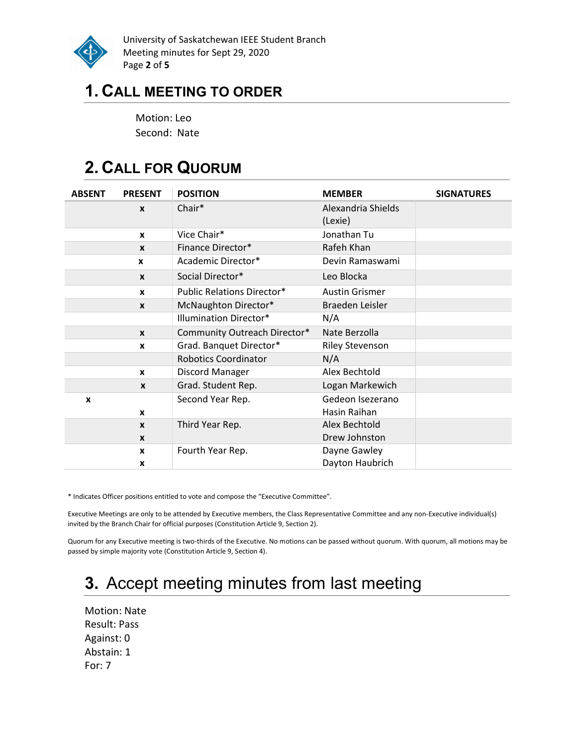## 1. CALL MEETING TO ORDER

Motion: Leo
Second: Nate

## 2. CALL FOR QUORUM

| ABSENT | PRESENT | POSITION | MEMBER | SIGNATURES |
|---|---|---|---|---|
| | x | Chair* | Alexandria Shields (Lexie) | |
| | x | Vice Chair* | Jonathan Tu | |
| | x | Finance Director* | Rafeh Khan | |
| | x | Academic Director* | Devin Ramaswami | |
| | x | Social Director* | Leo Blocka | |
| | x | Public Relations Director* | Austin Grismer | |
| | x | McNaughton Director* | Braeden Leisler | |
| | | Illumination Director* | N/A | |
| | x | Community Outreach Director* | Nate Berzolla | |
| | x | Grad. Banquet Director* | Riley Stevenson | |
| | | Robotics Coordinator | N/A | |
| | x | Discord Manager | Alex Bechtold | |
| | x | Grad. Student Rep. | Logan Markewich | |
| x | | Second Year Rep. | Gedeon Isezerano | |
| | x | | Hasin Raihan | |
| | x | Third Year Rep. | Alex Bechtold | |
| | x | | Drew Johnston | |
| | x | Fourth Year Rep. | Dayne Gawley | |
| | x | | Dayton Haubrich | |

* Indicates Officer positions entitled to vote and compose the "Executive Committee".

Executive Meetings are only to be attended by Executive members, the Class Representative Committee and any non-Executive individual(s) invited by the Branch Chair for official purposes (Constitution Article 9, Section 2).

Quorum for any Executive meeting is two-thirds of the Executive. No motions can be passed without quorum. With quorum, all motions may be passed by simple majority vote (Constitution Article 9, Section 4).

## 3. Accept meeting minutes from last meeting

Motion: Nate
Result: Pass
Against: 0
Abstain: 1
For: 7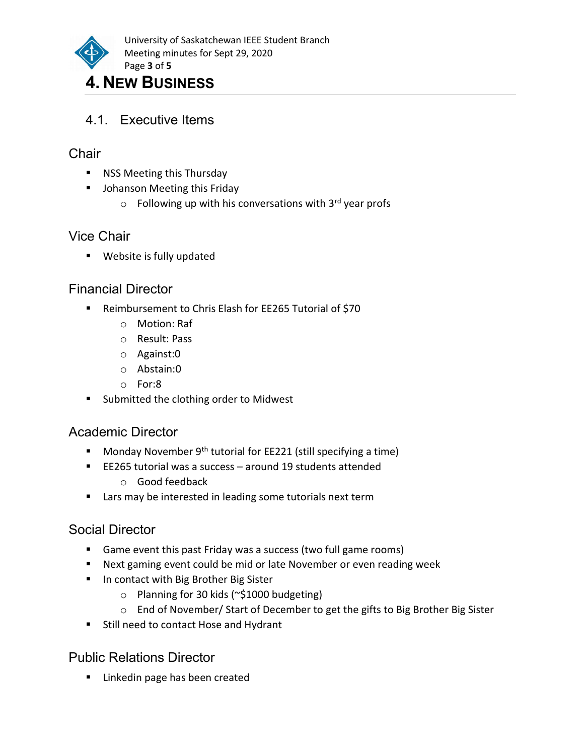# 4. New Business

## 4.1. Executive Items

### Chair

- NSS Meeting this Thursday
- Johanson Meeting this Friday
  - Following up with his conversations with 3rd year profs

### Vice Chair

- Website is fully updated

### Financial Director

- Reimbursement to Chris Elash for EE265 Tutorial of $70
  - Motion: Raf
  - Result: Pass
  - Against:0
  - Abstain:0
  - For:8
- Submitted the clothing order to Midwest

### Academic Director

- Monday November 9th tutorial for EE221 (still specifying a time)
- EE265 tutorial was a success – around 19 students attended
  - Good feedback
- Lars may be interested in leading some tutorials next term

### Social Director

- Game event this past Friday was a success (two full game rooms)
- Next gaming event could be mid or late November or even reading week
- In contact with Big Brother Big Sister
  - Planning for 30 kids (~$1000 budgeting)
  - End of November/ Start of December to get the gifts to Big Brother Big Sister
- Still need to contact Hose and Hydrant

### Public Relations Director

- Linkedin page has been created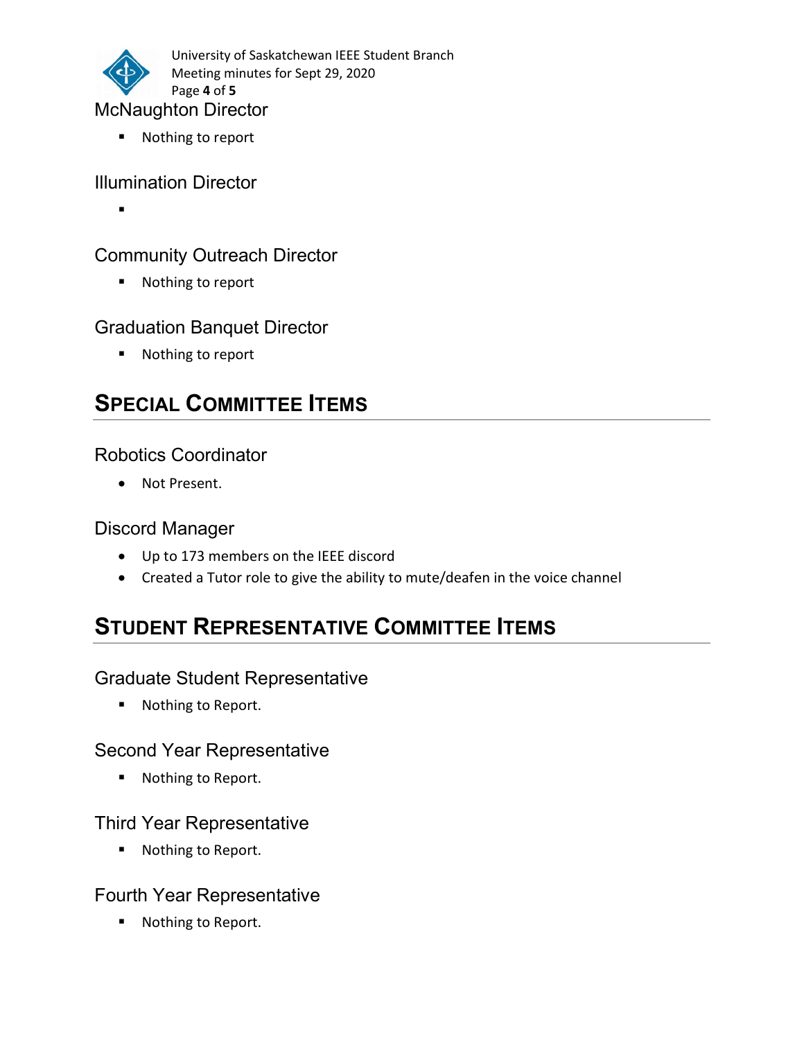### McNaughton Director

- Nothing to report

### Illumination Director

-

### Community Outreach Director

- Nothing to report

### Graduation Banquet Director

- Nothing to report

## SPECIAL COMMITTEE ITEMS

### Robotics Coordinator

- Not Present.

### Discord Manager

- Up to 173 members on the IEEE discord
- Created a Tutor role to give the ability to mute/deafen in the voice channel

## STUDENT REPRESENTATIVE COMMITTEE ITEMS

### Graduate Student Representative

- Nothing to Report.

### Second Year Representative

- Nothing to Report.

### Third Year Representative

- Nothing to Report.

### Fourth Year Representative

- Nothing to Report.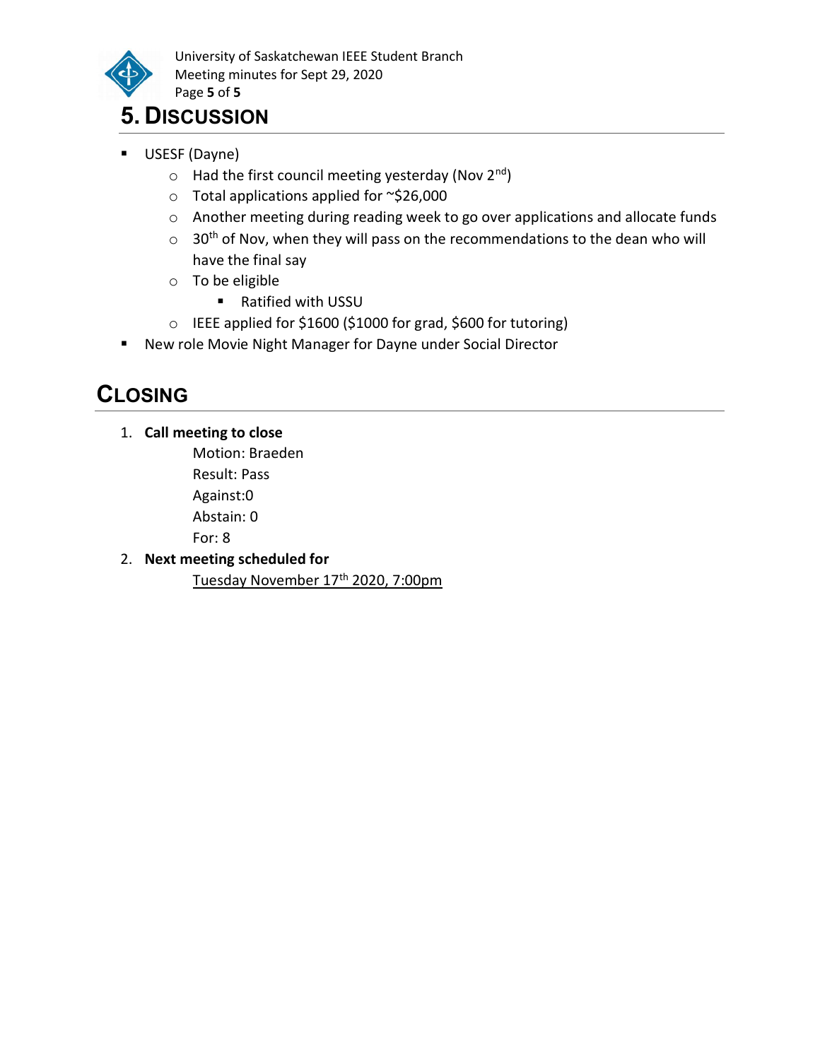# 5. Discussion

- USESF (Dayne)
  - Had the first council meeting yesterday (Nov 2nd)
  - Total applications applied for ~$26,000
  - Another meeting during reading week to go over applications and allocate funds
  - 30th of Nov, when they will pass on the recommendations to the dean who will have the final say
  - To be eligible
    - Ratified with USSU
  - IEEE applied for $1600 ($1000 for grad, $600 for tutoring)
- New role Movie Night Manager for Dayne under Social Director

# Closing

1. **Call meeting to close**

   Motion: Braeden
   Result: Pass
   Against:0
   Abstain: 0
   For: 8

2. **Next meeting scheduled for**

   Tuesday November 17th 2020, 7:00pm